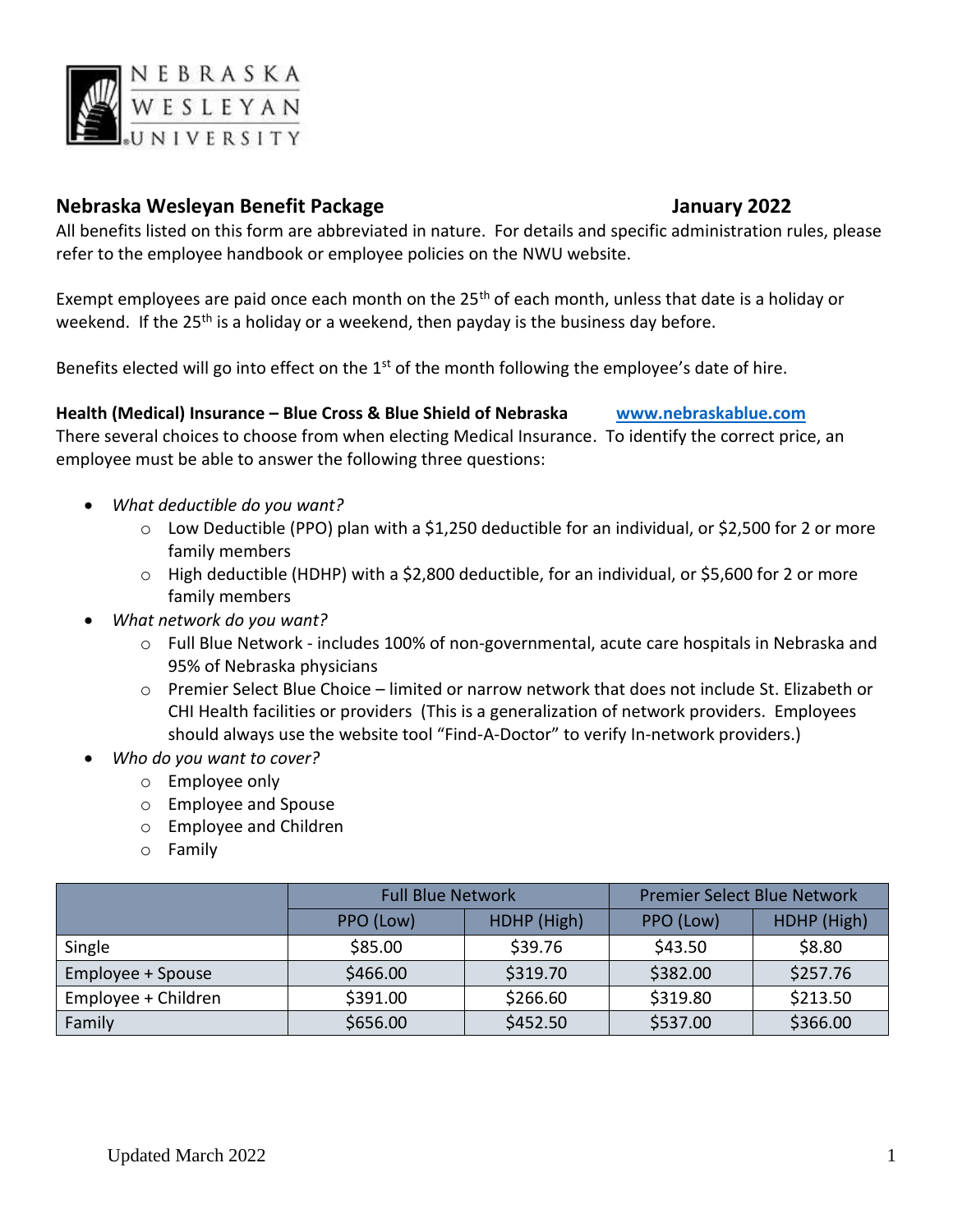NEBRASKA WESLEYAN UNIVERSITY

## Nebraska Wesleyan Benefit Package — January 2022

All benefits listed on this form are abbreviated in nature. For details and specific administration rules, please refer to the employee handbook or employee policies on the NWU website.

Exempt employees are paid once each month on the 25th of each month, unless that date is a holiday or weekend. If the 25th is a holiday or a weekend, then payday is the business day before.

Benefits elected will go into effect on the 1st of the month following the employee's date of hire.

**Health (Medical) Insurance – Blue Cross & Blue Shield of Nebraska** [www.nebraskablue.com](http://www.nebraskablue.com)

There several choices to choose from when electing Medical Insurance. To identify the correct price, an employee must be able to answer the following three questions:

- *What deductible do you want?*
  - Low Deductible (PPO) plan with a $1,250 deductible for an individual, or $2,500 for 2 or more family members
  - High deductible (HDHP) with a $2,800 deductible, for an individual, or $5,600 for 2 or more family members
- *What network do you want?*
  - Full Blue Network - includes 100% of non-governmental, acute care hospitals in Nebraska and 95% of Nebraska physicians
  - Premier Select Blue Choice – limited or narrow network that does not include St. Elizabeth or CHI Health facilities or providers (This is a generalization of network providers. Employees should always use the website tool "Find-A-Doctor" to verify In-network providers.)
- *Who do you want to cover?*
  - Employee only
  - Employee and Spouse
  - Employee and Children
  - Family

| | Full Blue Network | | Premier Select Blue Network | |
|---|---|---|---|---|
| | PPO (Low) | HDHP (High) | PPO (Low) | HDHP (High) |
| Single | $85.00 | $39.76 | $43.50 | $8.80 |
| Employee + Spouse | $466.00 | $319.70 | $382.00 | $257.76 |
| Employee + Children | $391.00 | $266.60 | $319.80 | $213.50 |
| Family | $656.00 | $452.50 | $537.00 | $366.00 |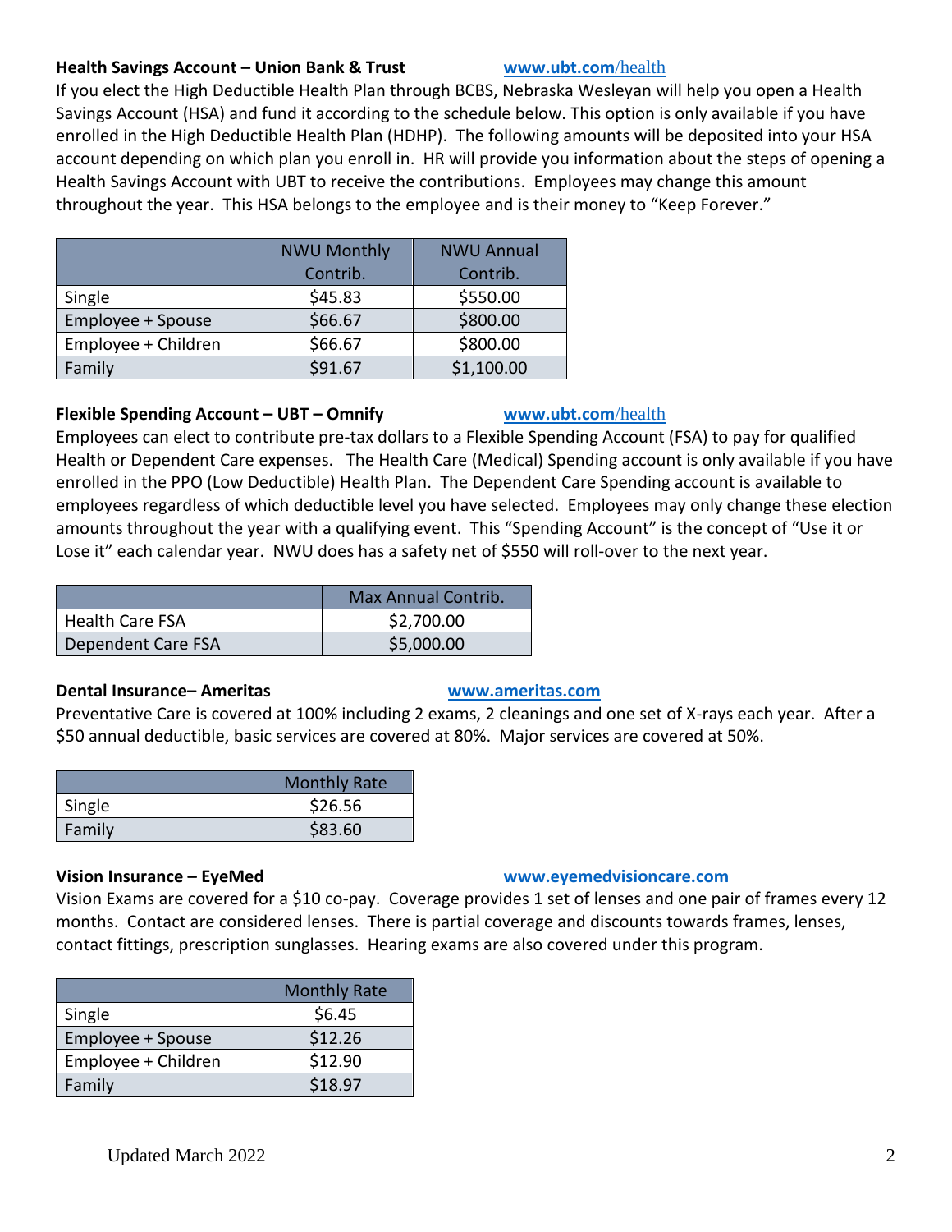### Health Savings Account – Union Bank & Trust www.ubt.com/health

If you elect the High Deductible Health Plan through BCBS, Nebraska Wesleyan will help you open a Health Savings Account (HSA) and fund it according to the schedule below. This option is only available if you have enrolled in the High Deductible Health Plan (HDHP). The following amounts will be deposited into your HSA account depending on which plan you enroll in. HR will provide you information about the steps of opening a Health Savings Account with UBT to receive the contributions. Employees may change this amount throughout the year. This HSA belongs to the employee and is their money to "Keep Forever."

| | NWU Monthly Contrib. | NWU Annual Contrib. |
|---|---|---|
| Single | $45.83 | $550.00 |
| Employee + Spouse | $66.67 | $800.00 |
| Employee + Children | $66.67 | $800.00 |
| Family | $91.67 | $1,100.00 |

### Flexible Spending Account – UBT – Omnify www.ubt.com/health

Employees can elect to contribute pre-tax dollars to a Flexible Spending Account (FSA) to pay for qualified Health or Dependent Care expenses. The Health Care (Medical) Spending account is only available if you have enrolled in the PPO (Low Deductible) Health Plan. The Dependent Care Spending account is available to employees regardless of which deductible level you have selected. Employees may only change these election amounts throughout the year with a qualifying event. This "Spending Account" is the concept of "Use it or Lose it" each calendar year. NWU does has a safety net of $550 will roll-over to the next year.

| | Max Annual Contrib. |
|---|---|
| Health Care FSA | $2,700.00 |
| Dependent Care FSA | $5,000.00 |

### Dental Insurance– Ameritas www.ameritas.com

Preventative Care is covered at 100% including 2 exams, 2 cleanings and one set of X-rays each year. After a $50 annual deductible, basic services are covered at 80%. Major services are covered at 50%.

| | Monthly Rate |
|---|---|
| Single | $26.56 |
| Family | $83.60 |

### Vision Insurance – EyeMed www.eyemedvisioncare.com

Vision Exams are covered for a $10 co-pay. Coverage provides 1 set of lenses and one pair of frames every 12 months. Contact are considered lenses. There is partial coverage and discounts towards frames, lenses, contact fittings, prescription sunglasses. Hearing exams are also covered under this program.

| | Monthly Rate |
|---|---|
| Single | $6.45 |
| Employee + Spouse | $12.26 |
| Employee + Children | $12.90 |
| Family | $18.97 |

Updated March 2022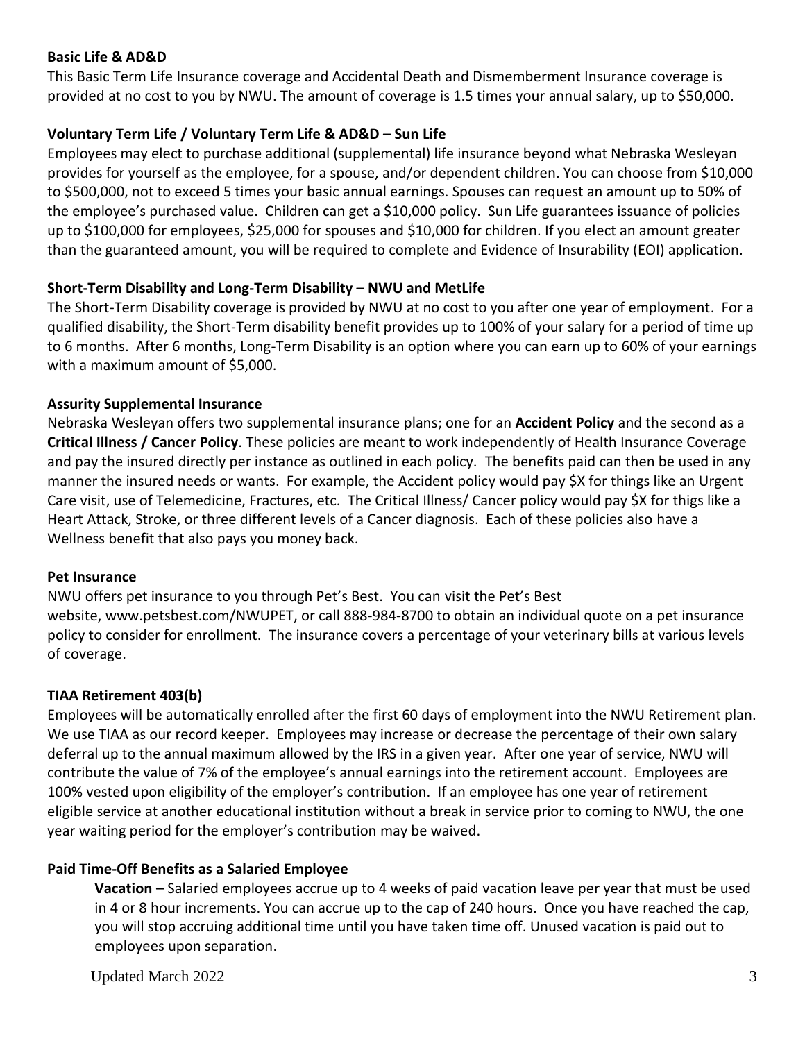**Basic Life & AD&D**

This Basic Term Life Insurance coverage and Accidental Death and Dismemberment Insurance coverage is provided at no cost to you by NWU. The amount of coverage is 1.5 times your annual salary, up to $50,000.

**Voluntary Term Life / Voluntary Term Life & AD&D – Sun Life**

Employees may elect to purchase additional (supplemental) life insurance beyond what Nebraska Wesleyan provides for yourself as the employee, for a spouse, and/or dependent children. You can choose from $10,000 to $500,000, not to exceed 5 times your basic annual earnings. Spouses can request an amount up to 50% of the employee's purchased value. Children can get a $10,000 policy. Sun Life guarantees issuance of policies up to $100,000 for employees, $25,000 for spouses and $10,000 for children. If you elect an amount greater than the guaranteed amount, you will be required to complete and Evidence of Insurability (EOI) application.

**Short-Term Disability and Long-Term Disability – NWU and MetLife**

The Short-Term Disability coverage is provided by NWU at no cost to you after one year of employment. For a qualified disability, the Short-Term disability benefit provides up to 100% of your salary for a period of time up to 6 months. After 6 months, Long-Term Disability is an option where you can earn up to 60% of your earnings with a maximum amount of $5,000.

**Assurity Supplemental Insurance**

Nebraska Wesleyan offers two supplemental insurance plans; one for an **Accident Policy** and the second as a **Critical Illness / Cancer Policy**. These policies are meant to work independently of Health Insurance Coverage and pay the insured directly per instance as outlined in each policy. The benefits paid can then be used in any manner the insured needs or wants. For example, the Accident policy would pay $X for things like an Urgent Care visit, use of Telemedicine, Fractures, etc. The Critical Illness/ Cancer policy would pay $X for thigs like a Heart Attack, Stroke, or three different levels of a Cancer diagnosis. Each of these policies also have a Wellness benefit that also pays you money back.

**Pet Insurance**

NWU offers pet insurance to you through Pet's Best. You can visit the Pet's Best website, www.petsbest.com/NWUPET, or call 888-984-8700 to obtain an individual quote on a pet insurance policy to consider for enrollment. The insurance covers a percentage of your veterinary bills at various levels of coverage.

**TIAA Retirement 403(b)**

Employees will be automatically enrolled after the first 60 days of employment into the NWU Retirement plan. We use TIAA as our record keeper. Employees may increase or decrease the percentage of their own salary deferral up to the annual maximum allowed by the IRS in a given year. After one year of service, NWU will contribute the value of 7% of the employee's annual earnings into the retirement account. Employees are 100% vested upon eligibility of the employer's contribution. If an employee has one year of retirement eligible service at another educational institution without a break in service prior to coming to NWU, the one year waiting period for the employer's contribution may be waived.

**Paid Time-Off Benefits as a Salaried Employee**

**Vacation** – Salaried employees accrue up to 4 weeks of paid vacation leave per year that must be used in 4 or 8 hour increments. You can accrue up to the cap of 240 hours. Once you have reached the cap, you will stop accruing additional time until you have taken time off. Unused vacation is paid out to employees upon separation.

Updated March 2022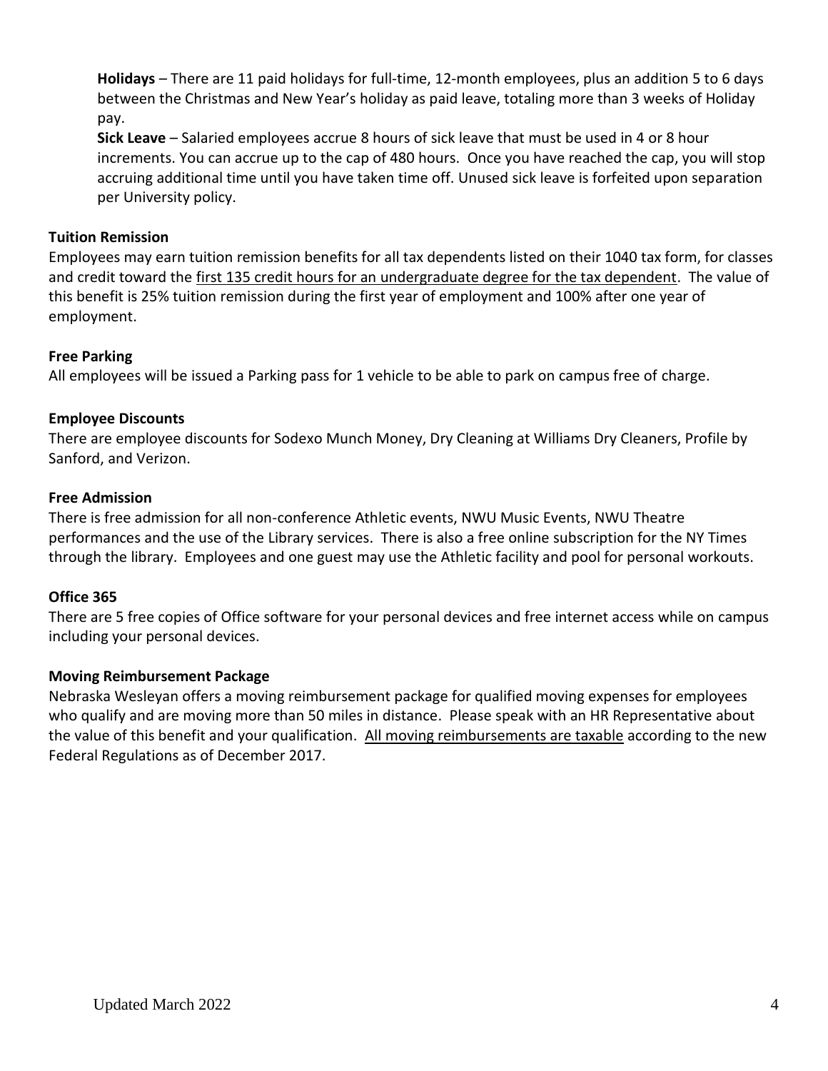**Holidays** – There are 11 paid holidays for full-time, 12-month employees, plus an addition 5 to 6 days between the Christmas and New Year's holiday as paid leave, totaling more than 3 weeks of Holiday pay.

**Sick Leave** – Salaried employees accrue 8 hours of sick leave that must be used in 4 or 8 hour increments. You can accrue up to the cap of 480 hours. Once you have reached the cap, you will stop accruing additional time until you have taken time off. Unused sick leave is forfeited upon separation per University policy.

**Tuition Remission**

Employees may earn tuition remission benefits for all tax dependents listed on their 1040 tax form, for classes and credit toward the first 135 credit hours for an undergraduate degree for the tax dependent. The value of this benefit is 25% tuition remission during the first year of employment and 100% after one year of employment.

**Free Parking**

All employees will be issued a Parking pass for 1 vehicle to be able to park on campus free of charge.

**Employee Discounts**

There are employee discounts for Sodexo Munch Money, Dry Cleaning at Williams Dry Cleaners, Profile by Sanford, and Verizon.

**Free Admission**

There is free admission for all non-conference Athletic events, NWU Music Events, NWU Theatre performances and the use of the Library services. There is also a free online subscription for the NY Times through the library. Employees and one guest may use the Athletic facility and pool for personal workouts.

**Office 365**

There are 5 free copies of Office software for your personal devices and free internet access while on campus including your personal devices.

**Moving Reimbursement Package**

Nebraska Wesleyan offers a moving reimbursement package for qualified moving expenses for employees who qualify and are moving more than 50 miles in distance. Please speak with an HR Representative about the value of this benefit and your qualification. All moving reimbursements are taxable according to the new Federal Regulations as of December 2017.

Updated March 2022